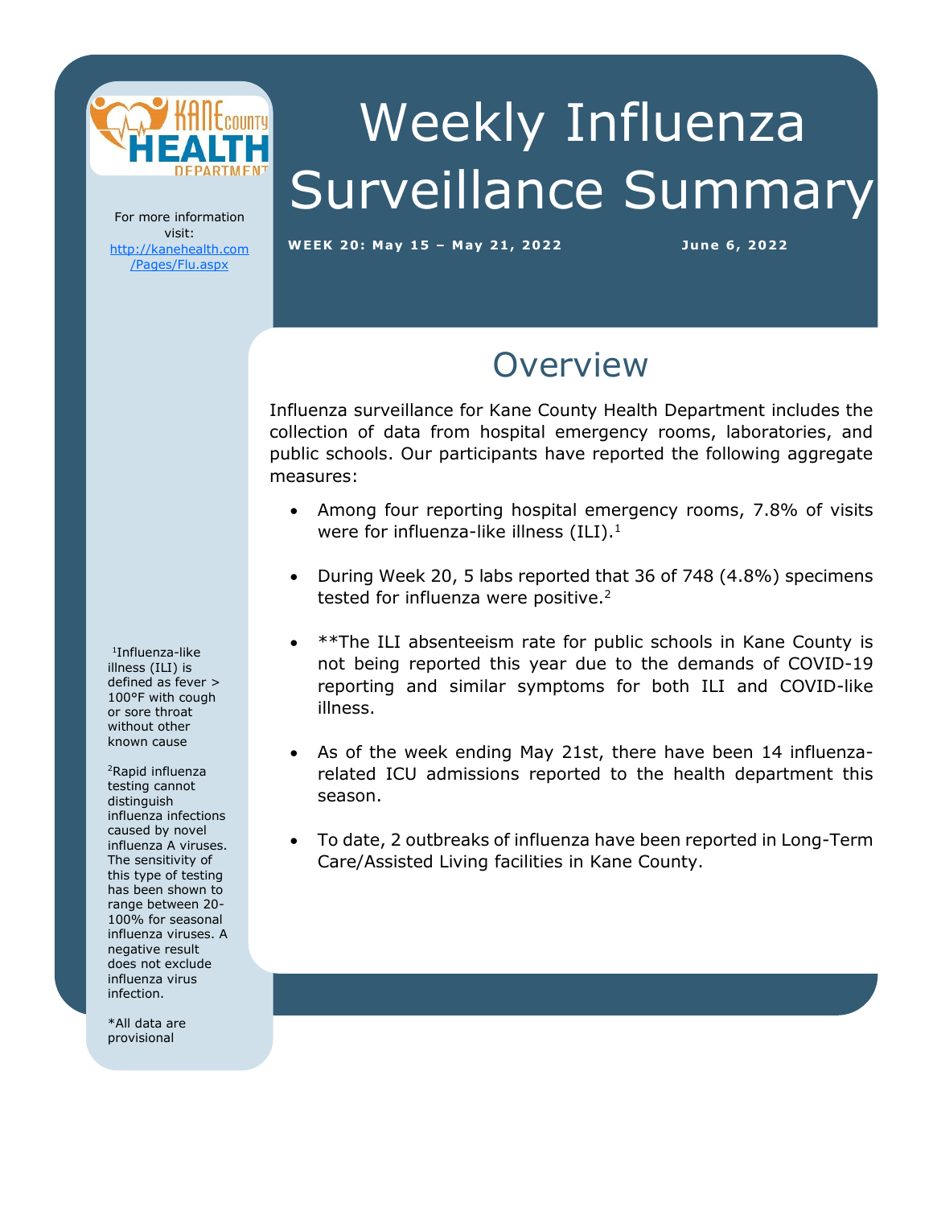# Weekly Influenza Surveillance Summary

**WEEK 20: May 15 – May 21, 2022**

**June 6, 2022**

For more information visit: http://kanehealth.com/Pages/Flu.aspx

## Overview

Influenza surveillance for Kane County Health Department includes the collection of data from hospital emergency rooms, laboratories, and public schools. Our participants have reported the following aggregate measures:

- Among four reporting hospital emergency rooms, 7.8% of visits were for influenza-like illness (ILI).[1]
- During Week 20, 5 labs reported that 36 of 748 (4.8%) specimens tested for influenza were positive.[2]
- **The ILI absenteeism rate for public schools in Kane County is not being reported this year due to the demands of COVID-19 reporting and similar symptoms for both ILI and COVID-like illness.
- As of the week ending May 21st, there have been 14 influenza-related ICU admissions reported to the health department this season.
- To date, 2 outbreaks of influenza have been reported in Long-Term Care/Assisted Living facilities in Kane County.

[1]Influenza-like illness (ILI) is defined as fever > 100°F with cough or sore throat without other known cause

[2]Rapid influenza testing cannot distinguish influenza infections caused by novel influenza A viruses. The sensitivity of this type of testing has been shown to range between 20-100% for seasonal influenza viruses. A negative result does not exclude influenza virus infection.

*All data are provisional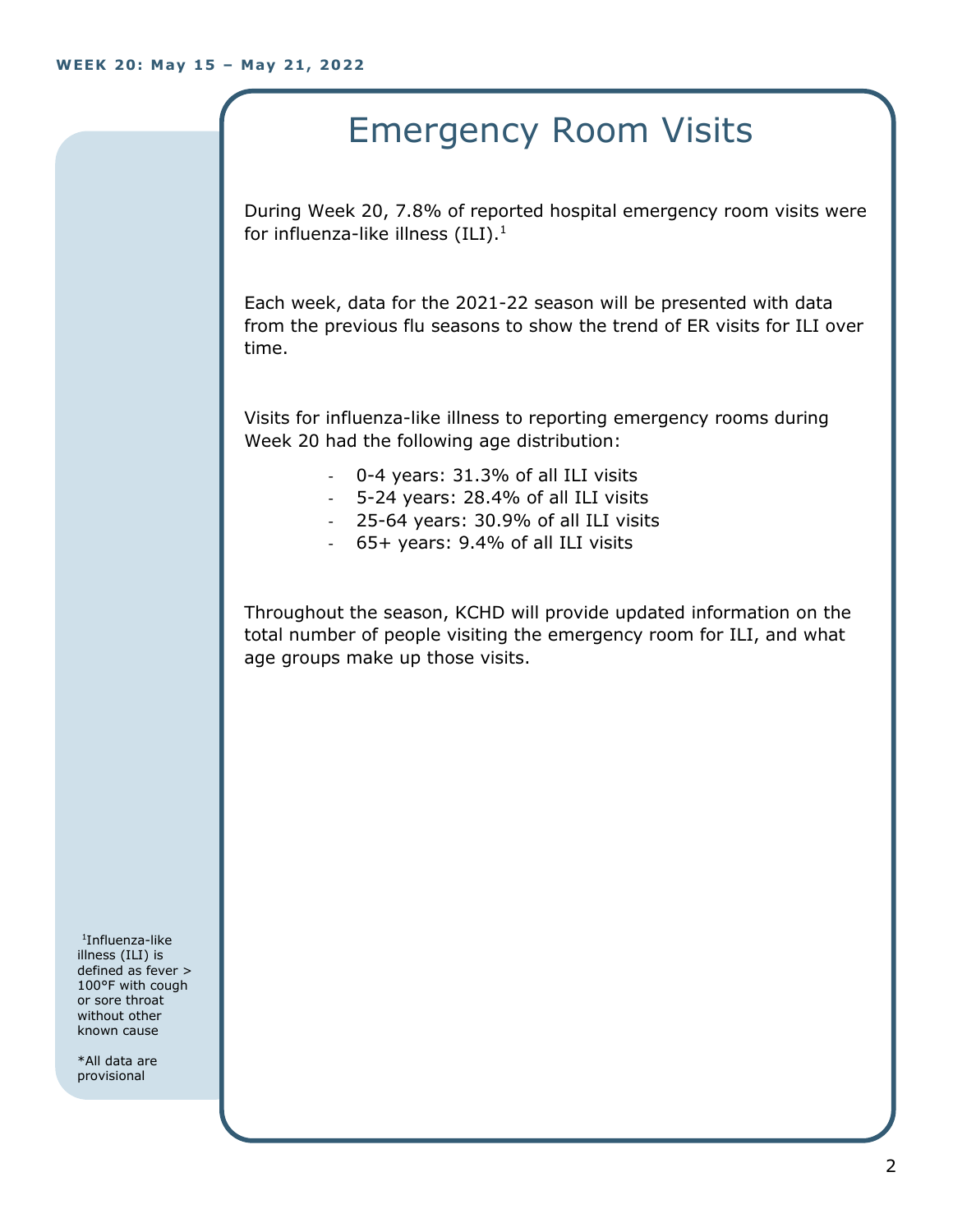# Emergency Room Visits

During Week 20, 7.8% of reported hospital emergency room visits were for influenza-like illness (ILI).[1]

Each week, data for the 2021-22 season will be presented with data from the previous flu seasons to show the trend of ER visits for ILI over time.

Visits for influenza-like illness to reporting emergency rooms during Week 20 had the following age distribution:

- 0-4 years: 31.3% of all ILI visits
- 5-24 years: 28.4% of all ILI visits
- 25-64 years: 30.9% of all ILI visits
- 65+ years: 9.4% of all ILI visits

Throughout the season, KCHD will provide updated information on the total number of people visiting the emergency room for ILI, and what age groups make up those visits.

[1]Influenza-like illness (ILI) is defined as fever > 100°F with cough or sore throat without other known cause

*All data are provisional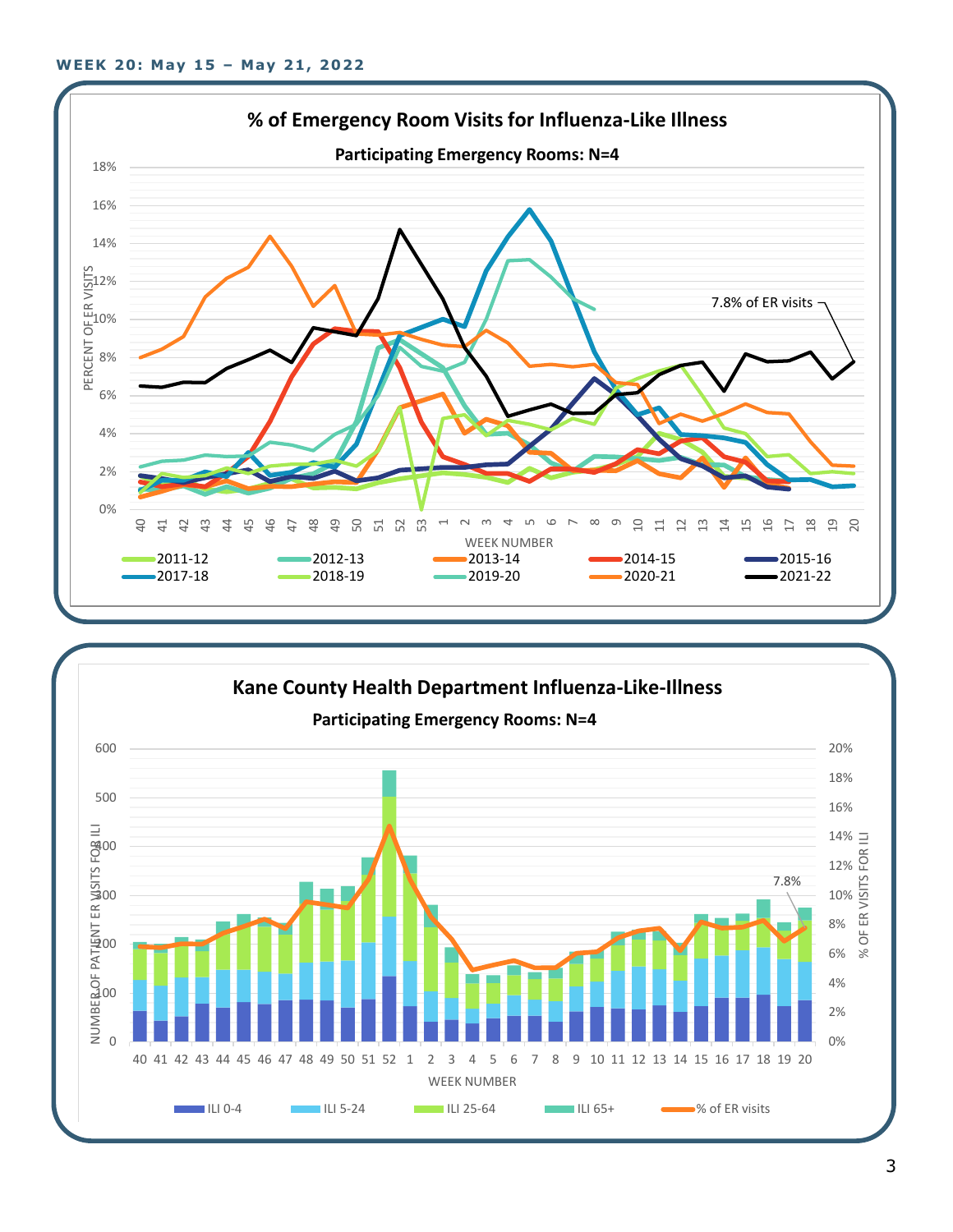**WEEK 20: May 15 – May 21, 2022**

## % of Emergency Room Visits for Influenza-Like Illness

**Participating Emergency Rooms: N=4**

PERCENT OF ER VISITS: 0%, 2%, 4%, 6%, 8%, 10%, 12%, 14%, 16%, 18%

WEEK NUMBER: 40, 41, 42, 43, 44, 45, 46, 47, 48, 49, 50, 51, 52, 53, 1, 2, 3, 4, 5, 6, 7, 8, 9, 10, 11, 12, 13, 14, 15, 16, 17, 18, 19, 20

7.8% of ER visits

Legend: 2011-12, 2012-13, 2013-14, 2014-15, 2015-16, 2017-18, 2018-19, 2019-20, 2020-21, 2021-22

## Kane County Health Department Influenza-Like-Illness

**Participating Emergency Rooms: N=4**

NUMBER OF PATIENT ER VISITS FOR ILI: 0, 100, 200, 300, 400, 500, 600

% OF ER VISITS FOR ILI: 0%, 2%, 4%, 6%, 8%, 10%, 12%, 14%, 16%, 18%, 20%

WEEK NUMBER: 40, 41, 42, 43, 44, 45, 46, 47, 48, 49, 50, 51, 52, 1, 2, 3, 4, 5, 6, 7, 8, 9, 10, 11, 12, 13, 14, 15, 16, 17, 18, 19, 20

7.8%

Legend: ILI 0-4, ILI 5-24, ILI 25-64, ILI 65+, % of ER visits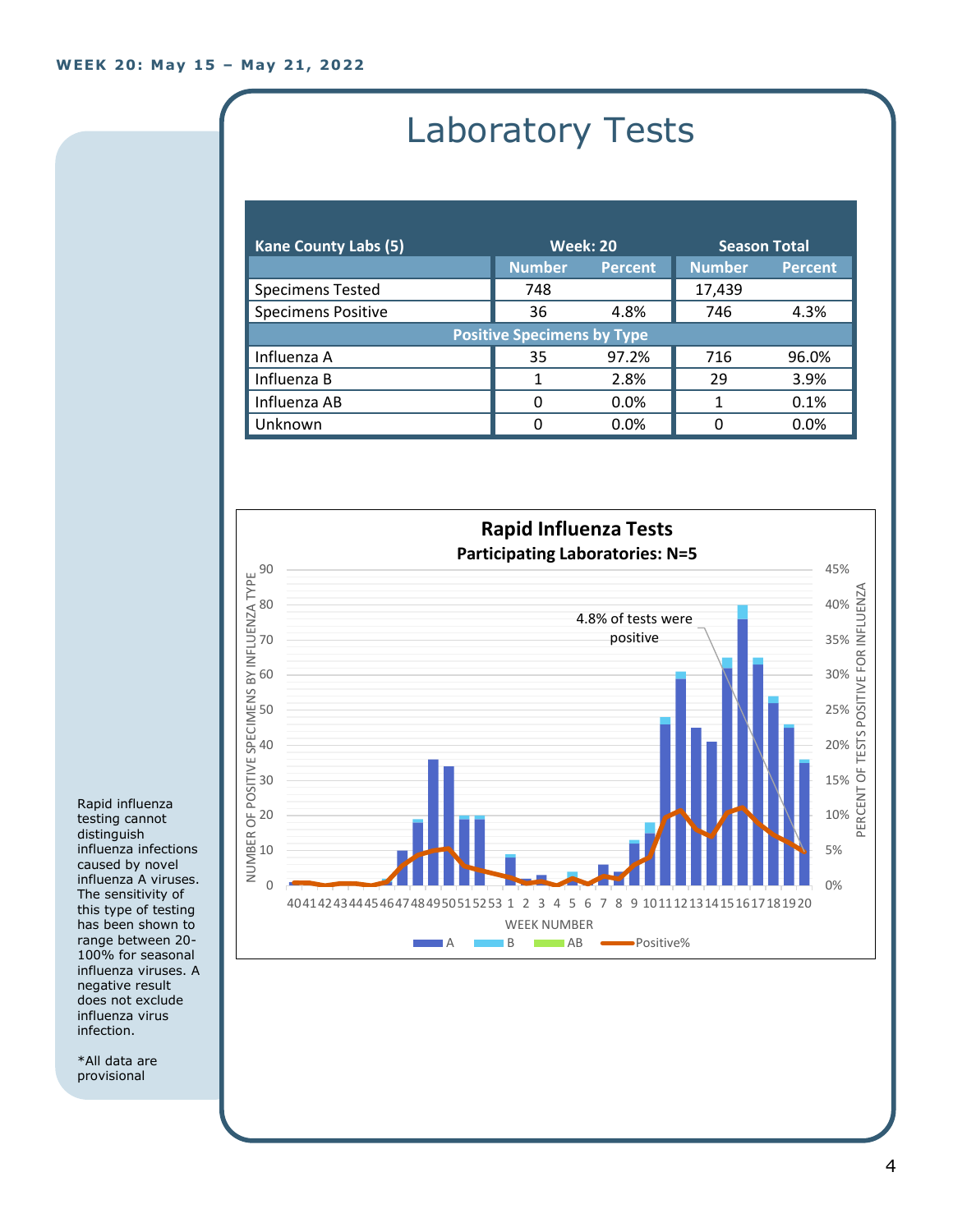WEEK 20: May 15 – May 21, 2022

# Laboratory Tests

| Kane County Labs (5) | Week: 20 | | Season Total | |
|---|---|---|---|---|
| | Number | Percent | Number | Percent |
| Specimens Tested | 748 | | 17,439 | |
| Specimens Positive | 36 | 4.8% | 746 | 4.3% |
| **Positive Specimens by Type** | | | | |
| Influenza A | 35 | 97.2% | 716 | 96.0% |
| Influenza B | 1 | 2.8% | 29 | 3.9% |
| Influenza AB | 0 | 0.0% | 1 | 0.1% |
| Unknown | 0 | 0.0% | 0 | 0.0% |

**Rapid Influenza Tests**
**Participating Laboratories: N=5**

4.8% of tests were positive

Rapid influenza testing cannot distinguish influenza infections caused by novel influenza A viruses. The sensitivity of this type of testing has been shown to range between 20-100% for seasonal influenza viruses. A negative result does not exclude influenza virus infection.

*All data are provisional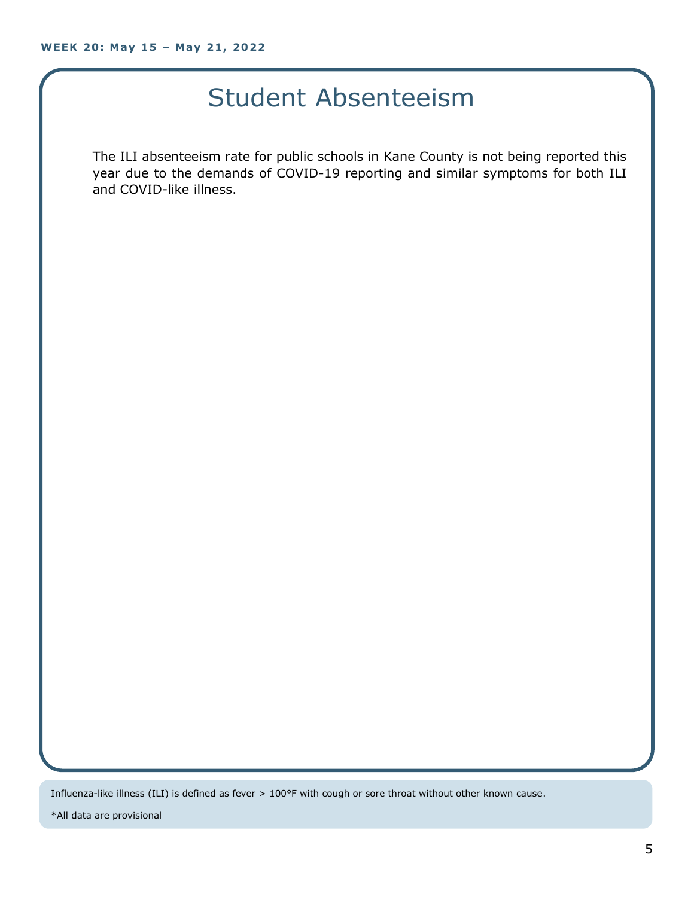# Student Absenteeism

The ILI absenteeism rate for public schools in Kane County is not being reported this year due to the demands of COVID-19 reporting and similar symptoms for both ILI and COVID-like illness.

Influenza-like illness (ILI) is defined as fever > 100°F with cough or sore throat without other known cause.

*All data are provisional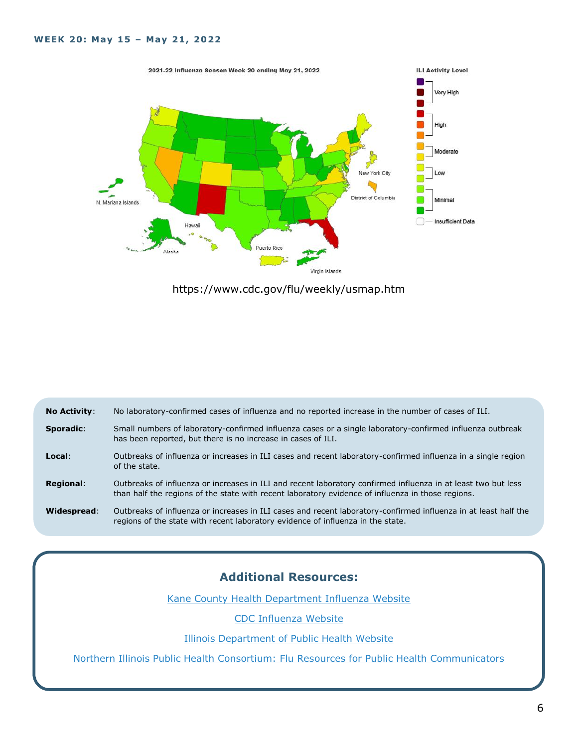**WEEK 20: May 15 – May 21, 2022**

2021-22 Influenza Season Week 20 ending May 21, 2022

ILI Activity Level

Very High

High

Moderate

Low

Minimal

Insufficient Data

N. Mariana Islands

Hawaii

Alaska

Puerto Rico

Virgin Islands

New York City

District of Columbia

https://www.cdc.gov/flu/weekly/usmap.htm

| | |
|---|---|
| **No Activity**: | No laboratory-confirmed cases of influenza and no reported increase in the number of cases of ILI. |
| **Sporadic**: | Small numbers of laboratory-confirmed influenza cases or a single laboratory-confirmed influenza outbreak has been reported, but there is no increase in cases of ILI. |
| **Local**: | Outbreaks of influenza or increases in ILI cases and recent laboratory-confirmed influenza in a single region of the state. |
| **Regional**: | Outbreaks of influenza or increases in ILI and recent laboratory confirmed influenza in at least two but less than half the regions of the state with recent laboratory evidence of influenza in those regions. |
| **Widespread**: | Outbreaks of influenza or increases in ILI cases and recent laboratory-confirmed influenza in at least half the regions of the state with recent laboratory evidence of influenza in the state. |

## Additional Resources:

Kane County Health Department Influenza Website

CDC Influenza Website

Illinois Department of Public Health Website

Northern Illinois Public Health Consortium: Flu Resources for Public Health Communicators